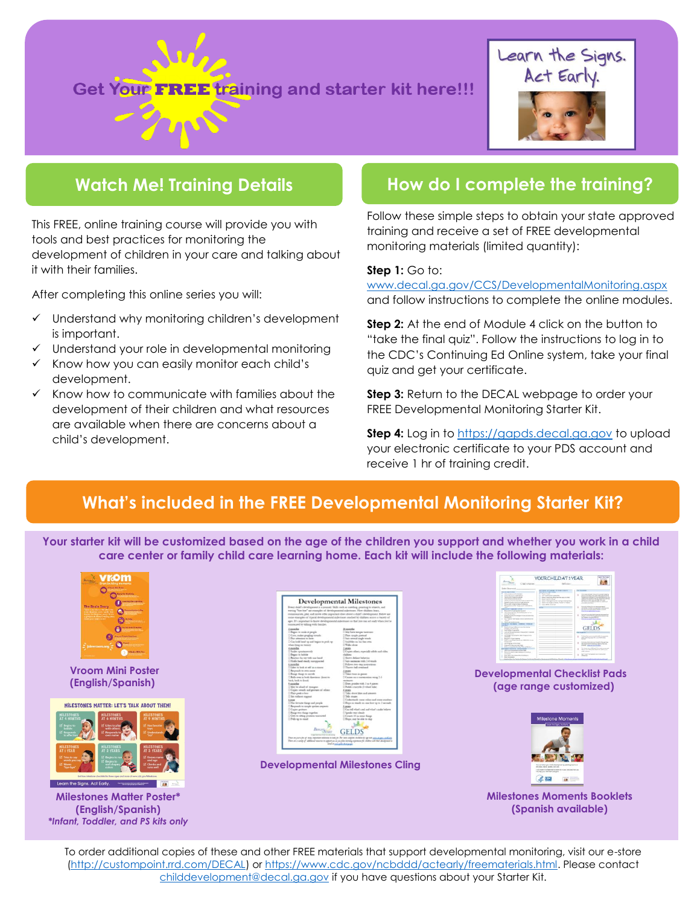# Get Your FREE training and starter kit here!!!

Learn the Signs. Act Early.

## Watch Me! Training Details

This FREE, online training course will provide you with tools and best practices for monitoring the development of children in your care and talking about it with their families.

After completing this online series you will:

- ✓ Understand why monitoring children's development is important.
- ✓ Understand your role in developmental monitoring
- ✓ Know how you can easily monitor each child's development.
- ✓ Know how to communicate with families about the development of their children and what resources are available when there are concerns about a child's development.

## How do I complete the training?

Follow these simple steps to obtain your state approved training and receive a set of FREE developmental monitoring materials (limited quantity):

**Step 1:** Go to: www.decal.ga.gov/CCS/DevelopmentalMonitoring.aspx and follow instructions to complete the online modules.

**Step 2:** At the end of Module 4 click on the button to "take the final quiz". Follow the instructions to log in to the CDC's Continuing Ed Online system, take your final quiz and get your certificate.

**Step 3:** Return to the DECAL webpage to order your FREE Developmental Monitoring Starter Kit.

**Step 4:** Log in to https://gapds.decal.ga.gov to upload your electronic certificate to your PDS account and receive 1 hr of training credit.

## What's included in the FREE Developmental Monitoring Starter Kit?

**Your starter kit will be customized based on the age of the children you support and whether you work in a child care center or family child care learning home. Each kit will include the following materials:**

**Vroom Mini Poster (English/Spanish)**

**Milestones Matter Poster* (English/Spanish)**
***Infant, Toddler, and PS kits only***

**Developmental Milestones Cling**

**Developmental Checklist Pads (age range customized)**

**Milestones Moments Booklets (Spanish available)**

To order additional copies of these and other FREE materials that support developmental monitoring, visit our e-store (http://custompoint.rrd.com/DECAL) or https://www.cdc.gov/ncbddd/actearly/freematerials.html. Please contact childdevelopment@decal.ga.gov if you have questions about your Starter Kit.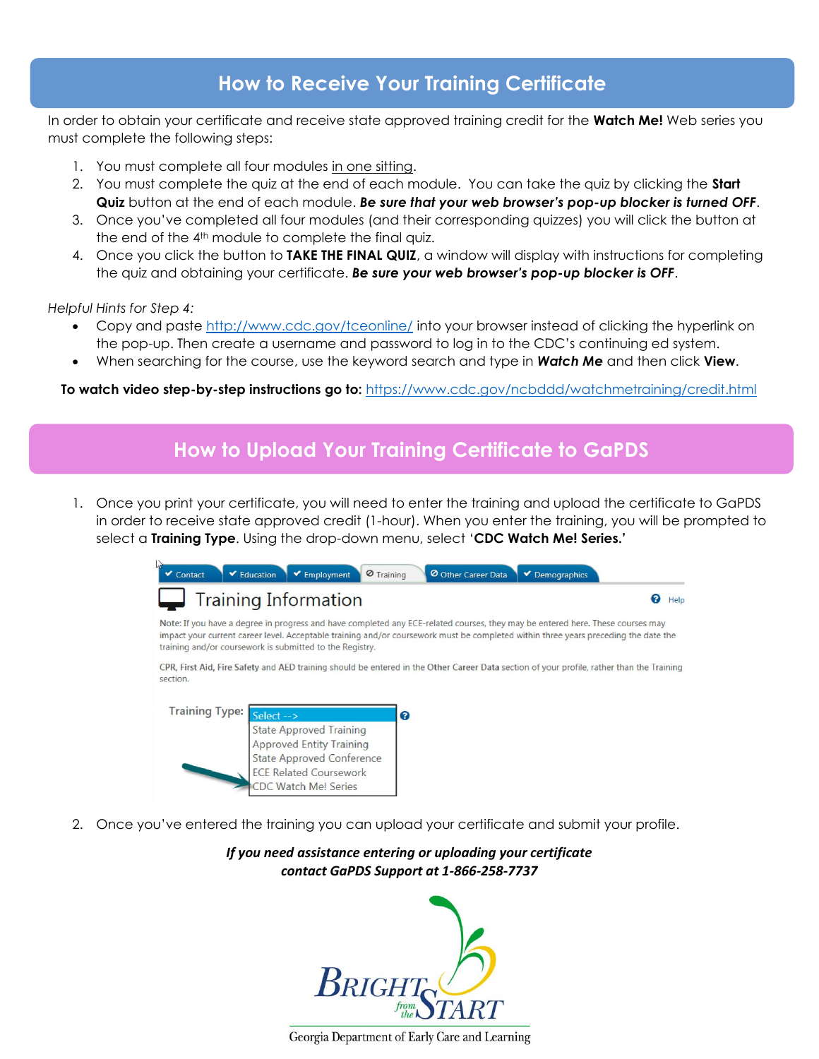## How to Receive Your Training Certificate

In order to obtain your certificate and receive state approved training credit for the **Watch Me!** Web series you must complete the following steps:

1. You must complete all four modules in one sitting.
2. You must complete the quiz at the end of each module. You can take the quiz by clicking the **Start Quiz** button at the end of each module. ***Be sure that your web browser's pop-up blocker is turned OFF***.
3. Once you've completed all four modules (and their corresponding quizzes) you will click the button at the end of the 4th module to complete the final quiz.
4. Once you click the button to **TAKE THE FINAL QUIZ**, a window will display with instructions for completing the quiz and obtaining your certificate. ***Be sure your web browser's pop-up blocker is OFF***.

*Helpful Hints for Step 4:*

- Copy and paste http://www.cdc.gov/tceonline/ into your browser instead of clicking the hyperlink on the pop-up. Then create a username and password to log in to the CDC's continuing ed system.
- When searching for the course, use the keyword search and type in ***Watch Me*** and then click **View**.

**To watch video step-by-step instructions go to:** https://www.cdc.gov/ncbddd/watchmetraining/credit.html

## How to Upload Your Training Certificate to GaPDS

1. Once you print your certificate, you will need to enter the training and upload the certificate to GaPDS in order to receive state approved credit (1-hour). When you enter the training, you will be prompted to select a **Training Type**. Using the drop-down menu, select '**CDC Watch Me! Series.**'

   Contact | Education | Employment | Training | Other Career Data | Demographics

   Training Information

   Help

   Note: If you have a degree in progress and have completed any ECE-related courses, they may be entered here. These courses may impact your current career level. Acceptable training and/or coursework must be completed within three years preceding the date the training and/or coursework is submitted to the Registry.

   CPR, First Aid, Fire Safety and AED training should be entered in the Other Career Data section of your profile, rather than the Training section.

   Training Type: Select -->
   State Approved Training
   Approved Entity Training
   State Approved Conference
   ECE Related Coursework
   CDC Watch Me! Series

2. Once you've entered the training you can upload your certificate and submit your profile.

***If you need assistance entering or uploading your certificate contact GaPDS Support at 1-866-258-7737***

Bright from the Start

Georgia Department of Early Care and Learning